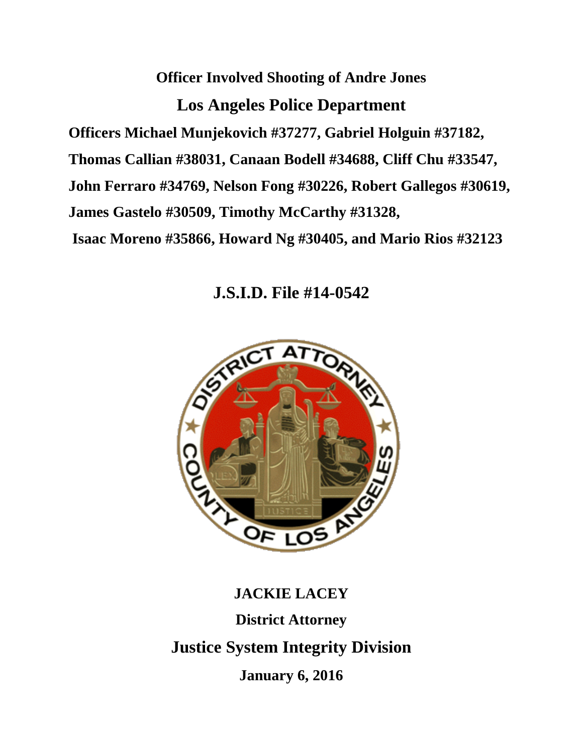# Officer Involved Shooting of Andre Jones

## Los Angeles Police Department

**Officers Michael Munjekovich #37277, Gabriel Holguin #37182, Thomas Callian #38031, Canaan Bodell #34688, Cliff Chu #33547, John Ferraro #34769, Nelson Fong #30226, Robert Gallegos #30619, James Gastelo #30509, Timothy McCarthy #31328, Isaac Moreno #35866, Howard Ng #30405, and Mario Rios #32123**

## J.S.I.D. File #14-0542

**JACKIE LACEY**

**District Attorney**

**Justice System Integrity Division**

**January 6, 2016**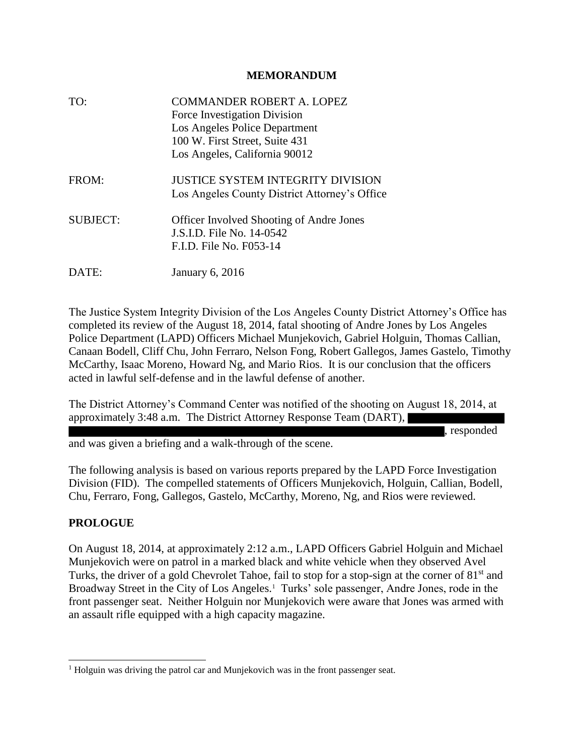**MEMORANDUM**

TO: COMMANDER ROBERT A. LOPEZ
Force Investigation Division
Los Angeles Police Department
100 W. First Street, Suite 431
Los Angeles, California 90012

FROM: JUSTICE SYSTEM INTEGRITY DIVISION
Los Angeles County District Attorney's Office

SUBJECT: Officer Involved Shooting of Andre Jones
J.S.I.D. File No. 14-0542
F.I.D. File No. F053-14

DATE: January 6, 2016

The Justice System Integrity Division of the Los Angeles County District Attorney's Office has completed its review of the August 18, 2014, fatal shooting of Andre Jones by Los Angeles Police Department (LAPD) Officers Michael Munjekovich, Gabriel Holguin, Thomas Callian, Canaan Bodell, Cliff Chu, John Ferraro, Nelson Fong, Robert Gallegos, James Gastelo, Timothy McCarthy, Isaac Moreno, Howard Ng, and Mario Rios. It is our conclusion that the officers acted in lawful self-defense and in the lawful defense of another.

The District Attorney's Command Center was notified of the shooting on August 18, 2014, at approximately 3:48 a.m. The District Attorney Response Team (DART), [REDACTED], responded and was given a briefing and a walk-through of the scene.

The following analysis is based on various reports prepared by the LAPD Force Investigation Division (FID). The compelled statements of Officers Munjekovich, Holguin, Callian, Bodell, Chu, Ferraro, Fong, Gallegos, Gastelo, McCarthy, Moreno, Ng, and Rios were reviewed.

## PROLOGUE

On August 18, 2014, at approximately 2:12 a.m., LAPD Officers Gabriel Holguin and Michael Munjekovich were on patrol in a marked black and white vehicle when they observed Avel Turks, the driver of a gold Chevrolet Tahoe, fail to stop for a stop-sign at the corner of 81st and Broadway Street in the City of Los Angeles.[1] Turks' sole passenger, Andre Jones, rode in the front passenger seat. Neither Holguin nor Munjekovich were aware that Jones was armed with an assault rifle equipped with a high capacity magazine.

[1] Holguin was driving the patrol car and Munjekovich was in the front passenger seat.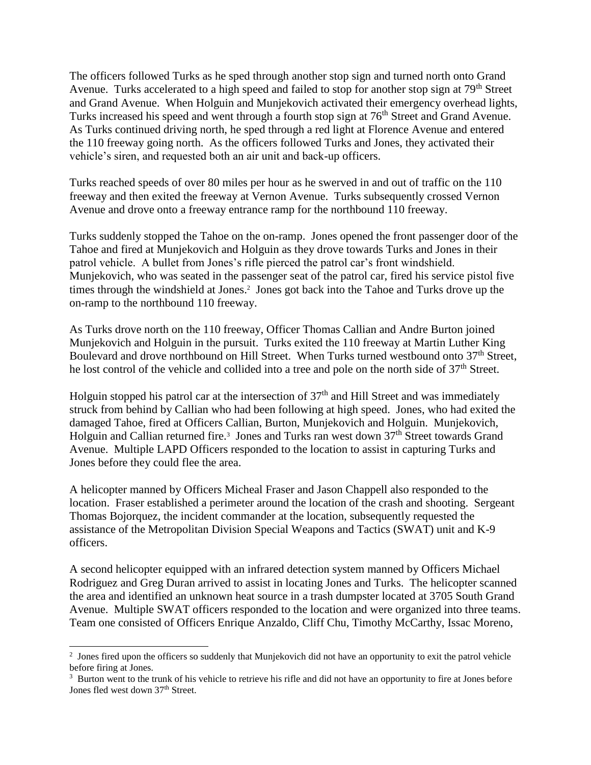The officers followed Turks as he sped through another stop sign and turned north onto Grand Avenue. Turks accelerated to a high speed and failed to stop for another stop sign at 79th Street and Grand Avenue. When Holguin and Munjekovich activated their emergency overhead lights, Turks increased his speed and went through a fourth stop sign at 76th Street and Grand Avenue. As Turks continued driving north, he sped through a red light at Florence Avenue and entered the 110 freeway going north. As the officers followed Turks and Jones, they activated their vehicle's siren, and requested both an air unit and back-up officers.

Turks reached speeds of over 80 miles per hour as he swerved in and out of traffic on the 110 freeway and then exited the freeway at Vernon Avenue. Turks subsequently crossed Vernon Avenue and drove onto a freeway entrance ramp for the northbound 110 freeway.

Turks suddenly stopped the Tahoe on the on-ramp. Jones opened the front passenger door of the Tahoe and fired at Munjekovich and Holguin as they drove towards Turks and Jones in their patrol vehicle. A bullet from Jones's rifle pierced the patrol car's front windshield. Munjekovich, who was seated in the passenger seat of the patrol car, fired his service pistol five times through the windshield at Jones.[2] Jones got back into the Tahoe and Turks drove up the on-ramp to the northbound 110 freeway.

As Turks drove north on the 110 freeway, Officer Thomas Callian and Andre Burton joined Munjekovich and Holguin in the pursuit. Turks exited the 110 freeway at Martin Luther King Boulevard and drove northbound on Hill Street. When Turks turned westbound onto 37th Street, he lost control of the vehicle and collided into a tree and pole on the north side of 37th Street.

Holguin stopped his patrol car at the intersection of 37th and Hill Street and was immediately struck from behind by Callian who had been following at high speed. Jones, who had exited the damaged Tahoe, fired at Officers Callian, Burton, Munjekovich and Holguin. Munjekovich, Holguin and Callian returned fire.[3] Jones and Turks ran west down 37th Street towards Grand Avenue. Multiple LAPD Officers responded to the location to assist in capturing Turks and Jones before they could flee the area.

A helicopter manned by Officers Micheal Fraser and Jason Chappell also responded to the location. Fraser established a perimeter around the location of the crash and shooting. Sergeant Thomas Bojorquez, the incident commander at the location, subsequently requested the assistance of the Metropolitan Division Special Weapons and Tactics (SWAT) unit and K-9 officers.

A second helicopter equipped with an infrared detection system manned by Officers Michael Rodriguez and Greg Duran arrived to assist in locating Jones and Turks. The helicopter scanned the area and identified an unknown heat source in a trash dumpster located at 3705 South Grand Avenue. Multiple SWAT officers responded to the location and were organized into three teams. Team one consisted of Officers Enrique Anzaldo, Cliff Chu, Timothy McCarthy, Issac Moreno,

---

[2] Jones fired upon the officers so suddenly that Munjekovich did not have an opportunity to exit the patrol vehicle before firing at Jones.

[3] Burton went to the trunk of his vehicle to retrieve his rifle and did not have an opportunity to fire at Jones before Jones fled west down 37th Street.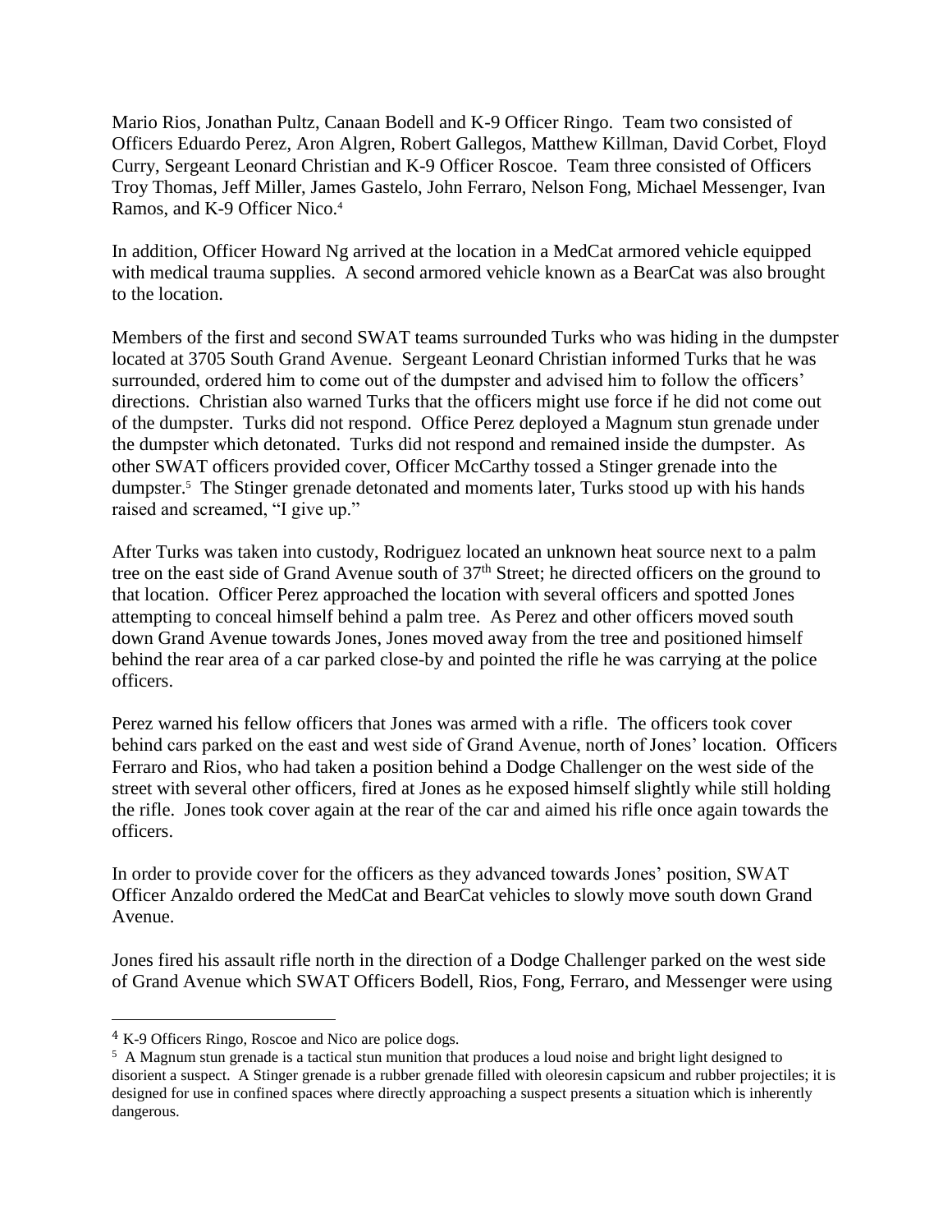Mario Rios, Jonathan Pultz, Canaan Bodell and K-9 Officer Ringo. Team two consisted of Officers Eduardo Perez, Aron Algren, Robert Gallegos, Matthew Killman, David Corbet, Floyd Curry, Sergeant Leonard Christian and K-9 Officer Roscoe. Team three consisted of Officers Troy Thomas, Jeff Miller, James Gastelo, John Ferraro, Nelson Fong, Michael Messenger, Ivan Ramos, and K-9 Officer Nico.[4]

In addition, Officer Howard Ng arrived at the location in a MedCat armored vehicle equipped with medical trauma supplies. A second armored vehicle known as a BearCat was also brought to the location.

Members of the first and second SWAT teams surrounded Turks who was hiding in the dumpster located at 3705 South Grand Avenue. Sergeant Leonard Christian informed Turks that he was surrounded, ordered him to come out of the dumpster and advised him to follow the officers' directions. Christian also warned Turks that the officers might use force if he did not come out of the dumpster. Turks did not respond. Office Perez deployed a Magnum stun grenade under the dumpster which detonated. Turks did not respond and remained inside the dumpster. As other SWAT officers provided cover, Officer McCarthy tossed a Stinger grenade into the dumpster.[5] The Stinger grenade detonated and moments later, Turks stood up with his hands raised and screamed, "I give up."

After Turks was taken into custody, Rodriguez located an unknown heat source next to a palm tree on the east side of Grand Avenue south of 37th Street; he directed officers on the ground to that location. Officer Perez approached the location with several officers and spotted Jones attempting to conceal himself behind a palm tree. As Perez and other officers moved south down Grand Avenue towards Jones, Jones moved away from the tree and positioned himself behind the rear area of a car parked close-by and pointed the rifle he was carrying at the police officers.

Perez warned his fellow officers that Jones was armed with a rifle. The officers took cover behind cars parked on the east and west side of Grand Avenue, north of Jones' location. Officers Ferraro and Rios, who had taken a position behind a Dodge Challenger on the west side of the street with several other officers, fired at Jones as he exposed himself slightly while still holding the rifle. Jones took cover again at the rear of the car and aimed his rifle once again towards the officers.

In order to provide cover for the officers as they advanced towards Jones' position, SWAT Officer Anzaldo ordered the MedCat and BearCat vehicles to slowly move south down Grand Avenue.

Jones fired his assault rifle north in the direction of a Dodge Challenger parked on the west side of Grand Avenue which SWAT Officers Bodell, Rios, Fong, Ferraro, and Messenger were using

---

[4] K-9 Officers Ringo, Roscoe and Nico are police dogs.

[5] A Magnum stun grenade is a tactical stun munition that produces a loud noise and bright light designed to disorient a suspect. A Stinger grenade is a rubber grenade filled with oleoresin capsicum and rubber projectiles; it is designed for use in confined spaces where directly approaching a suspect presents a situation which is inherently dangerous.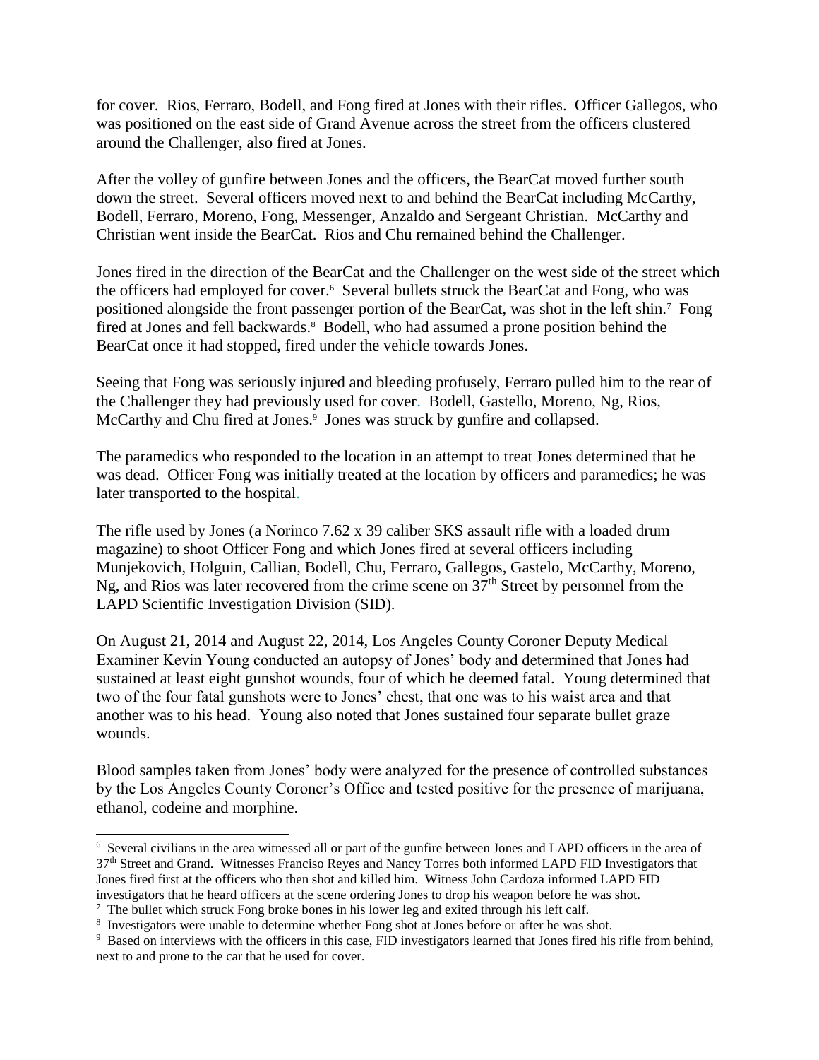for cover. Rios, Ferraro, Bodell, and Fong fired at Jones with their rifles. Officer Gallegos, who was positioned on the east side of Grand Avenue across the street from the officers clustered around the Challenger, also fired at Jones.

After the volley of gunfire between Jones and the officers, the BearCat moved further south down the street. Several officers moved next to and behind the BearCat including McCarthy, Bodell, Ferraro, Moreno, Fong, Messenger, Anzaldo and Sergeant Christian. McCarthy and Christian went inside the BearCat. Rios and Chu remained behind the Challenger.

Jones fired in the direction of the BearCat and the Challenger on the west side of the street which the officers had employed for cover.[6] Several bullets struck the BearCat and Fong, who was positioned alongside the front passenger portion of the BearCat, was shot in the left shin.[7] Fong fired at Jones and fell backwards.[8] Bodell, who had assumed a prone position behind the BearCat once it had stopped, fired under the vehicle towards Jones.

Seeing that Fong was seriously injured and bleeding profusely, Ferraro pulled him to the rear of the Challenger they had previously used for cover. Bodell, Gastello, Moreno, Ng, Rios, McCarthy and Chu fired at Jones.[9] Jones was struck by gunfire and collapsed.

The paramedics who responded to the location in an attempt to treat Jones determined that he was dead. Officer Fong was initially treated at the location by officers and paramedics; he was later transported to the hospital.

The rifle used by Jones (a Norinco 7.62 x 39 caliber SKS assault rifle with a loaded drum magazine) to shoot Officer Fong and which Jones fired at several officers including Munjekovich, Holguin, Callian, Bodell, Chu, Ferraro, Gallegos, Gastelo, McCarthy, Moreno, Ng, and Rios was later recovered from the crime scene on 37th Street by personnel from the LAPD Scientific Investigation Division (SID).

On August 21, 2014 and August 22, 2014, Los Angeles County Coroner Deputy Medical Examiner Kevin Young conducted an autopsy of Jones' body and determined that Jones had sustained at least eight gunshot wounds, four of which he deemed fatal. Young determined that two of the four fatal gunshots were to Jones' chest, that one was to his waist area and that another was to his head. Young also noted that Jones sustained four separate bullet graze wounds.

Blood samples taken from Jones' body were analyzed for the presence of controlled substances by the Los Angeles County Coroner's Office and tested positive for the presence of marijuana, ethanol, codeine and morphine.

---

[6] Several civilians in the area witnessed all or part of the gunfire between Jones and LAPD officers in the area of 37th Street and Grand. Witnesses Francisco Reyes and Nancy Torres both informed LAPD FID Investigators that Jones fired first at the officers who then shot and killed him. Witness John Cardoza informed LAPD FID investigators that he heard officers at the scene ordering Jones to drop his weapon before he was shot.

[7] The bullet which struck Fong broke bones in his lower leg and exited through his left calf.

[8] Investigators were unable to determine whether Fong shot at Jones before or after he was shot.

[9] Based on interviews with the officers in this case, FID investigators learned that Jones fired his rifle from behind, next to and prone to the car that he used for cover.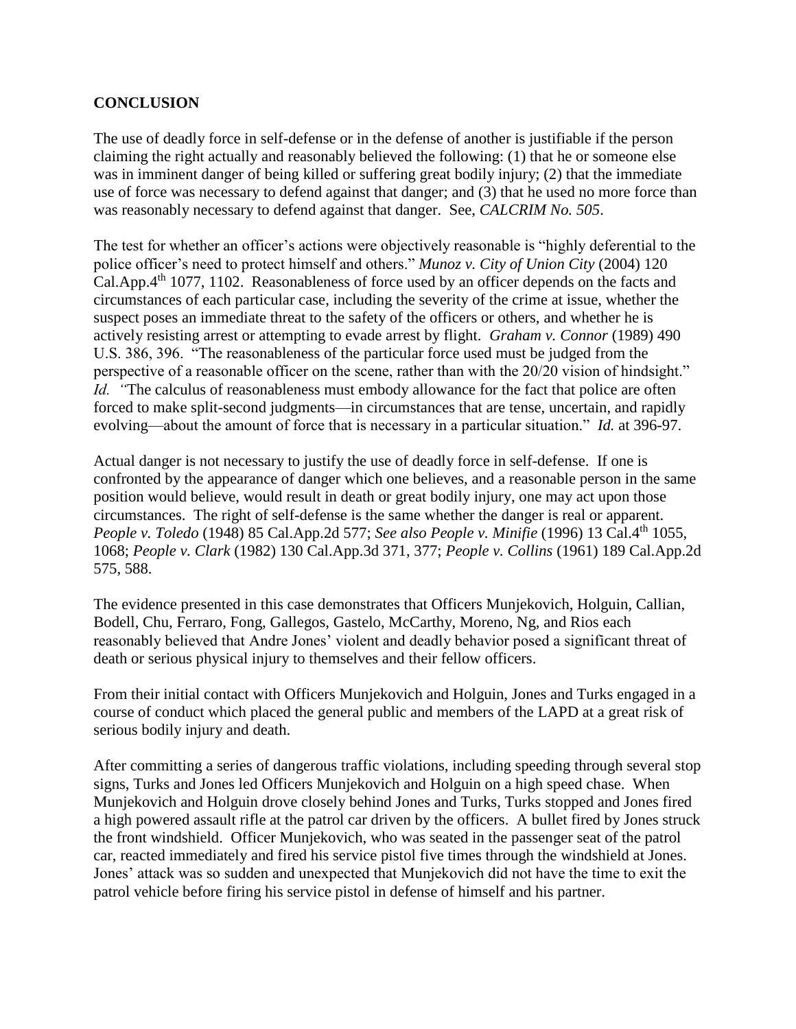## CONCLUSION

The use of deadly force in self-defense or in the defense of another is justifiable if the person claiming the right actually and reasonably believed the following: (1) that he or someone else was in imminent danger of being killed or suffering great bodily injury; (2) that the immediate use of force was necessary to defend against that danger; and (3) that he used no more force than was reasonably necessary to defend against that danger. See, *CALCRIM No. 505*.

The test for whether an officer's actions were objectively reasonable is "highly deferential to the police officer's need to protect himself and others." *Munoz v. City of Union City* (2004) 120 Cal.App.4th 1077, 1102. Reasonableness of force used by an officer depends on the facts and circumstances of each particular case, including the severity of the crime at issue, whether the suspect poses an immediate threat to the safety of the officers or others, and whether he is actively resisting arrest or attempting to evade arrest by flight. *Graham v. Connor* (1989) 490 U.S. 386, 396. "The reasonableness of the particular force used must be judged from the perspective of a reasonable officer on the scene, rather than with the 20/20 vision of hindsight." *Id.* "The calculus of reasonableness must embody allowance for the fact that police are often forced to make split-second judgments—in circumstances that are tense, uncertain, and rapidly evolving—about the amount of force that is necessary in a particular situation." *Id.* at 396-97.

Actual danger is not necessary to justify the use of deadly force in self-defense. If one is confronted by the appearance of danger which one believes, and a reasonable person in the same position would believe, would result in death or great bodily injury, one may act upon those circumstances. The right of self-defense is the same whether the danger is real or apparent. *People v. Toledo* (1948) 85 Cal.App.2d 577; *See also People v. Minifie* (1996) 13 Cal.4th 1055, 1068; *People v. Clark* (1982) 130 Cal.App.3d 371, 377; *People v. Collins* (1961) 189 Cal.App.2d 575, 588.

The evidence presented in this case demonstrates that Officers Munjekovich, Holguin, Callian, Bodell, Chu, Ferraro, Fong, Gallegos, Gastelo, McCarthy, Moreno, Ng, and Rios each reasonably believed that Andre Jones' violent and deadly behavior posed a significant threat of death or serious physical injury to themselves and their fellow officers.

From their initial contact with Officers Munjekovich and Holguin, Jones and Turks engaged in a course of conduct which placed the general public and members of the LAPD at a great risk of serious bodily injury and death.

After committing a series of dangerous traffic violations, including speeding through several stop signs, Turks and Jones led Officers Munjekovich and Holguin on a high speed chase. When Munjekovich and Holguin drove closely behind Jones and Turks, Turks stopped and Jones fired a high powered assault rifle at the patrol car driven by the officers. A bullet fired by Jones struck the front windshield. Officer Munjekovich, who was seated in the passenger seat of the patrol car, reacted immediately and fired his service pistol five times through the windshield at Jones. Jones' attack was so sudden and unexpected that Munjekovich did not have the time to exit the patrol vehicle before firing his service pistol in defense of himself and his partner.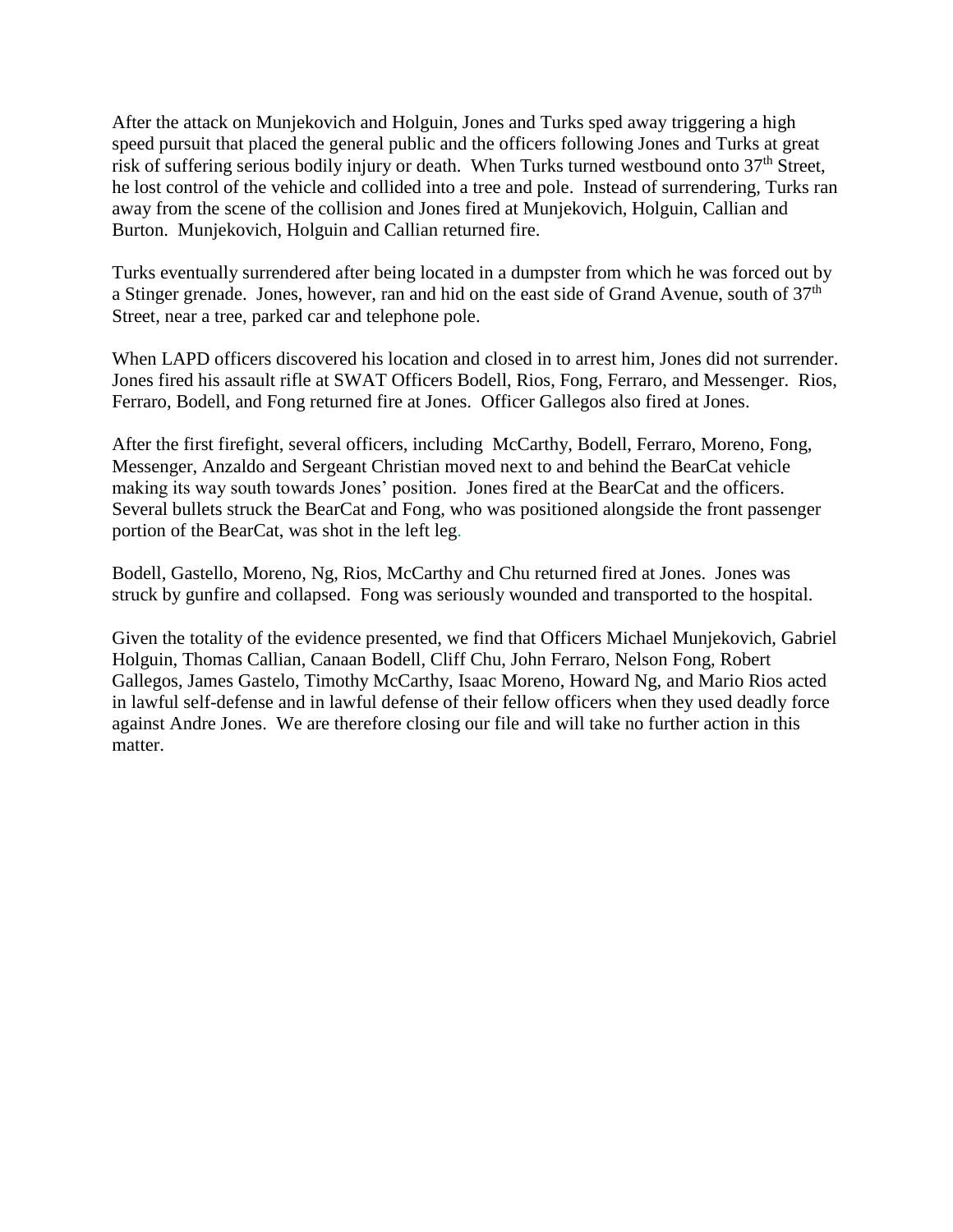After the attack on Munjekovich and Holguin, Jones and Turks sped away triggering a high speed pursuit that placed the general public and the officers following Jones and Turks at great risk of suffering serious bodily injury or death. When Turks turned westbound onto 37th Street, he lost control of the vehicle and collided into a tree and pole. Instead of surrendering, Turks ran away from the scene of the collision and Jones fired at Munjekovich, Holguin, Callian and Burton. Munjekovich, Holguin and Callian returned fire.

Turks eventually surrendered after being located in a dumpster from which he was forced out by a Stinger grenade. Jones, however, ran and hid on the east side of Grand Avenue, south of 37th Street, near a tree, parked car and telephone pole.

When LAPD officers discovered his location and closed in to arrest him, Jones did not surrender. Jones fired his assault rifle at SWAT Officers Bodell, Rios, Fong, Ferraro, and Messenger. Rios, Ferraro, Bodell, and Fong returned fire at Jones. Officer Gallegos also fired at Jones.

After the first firefight, several officers, including McCarthy, Bodell, Ferraro, Moreno, Fong, Messenger, Anzaldo and Sergeant Christian moved next to and behind the BearCat vehicle making its way south towards Jones' position. Jones fired at the BearCat and the officers. Several bullets struck the BearCat and Fong, who was positioned alongside the front passenger portion of the BearCat, was shot in the left leg.

Bodell, Gastello, Moreno, Ng, Rios, McCarthy and Chu returned fired at Jones. Jones was struck by gunfire and collapsed. Fong was seriously wounded and transported to the hospital.

Given the totality of the evidence presented, we find that Officers Michael Munjekovich, Gabriel Holguin, Thomas Callian, Canaan Bodell, Cliff Chu, John Ferraro, Nelson Fong, Robert Gallegos, James Gastelo, Timothy McCarthy, Isaac Moreno, Howard Ng, and Mario Rios acted in lawful self-defense and in lawful defense of their fellow officers when they used deadly force against Andre Jones. We are therefore closing our file and will take no further action in this matter.